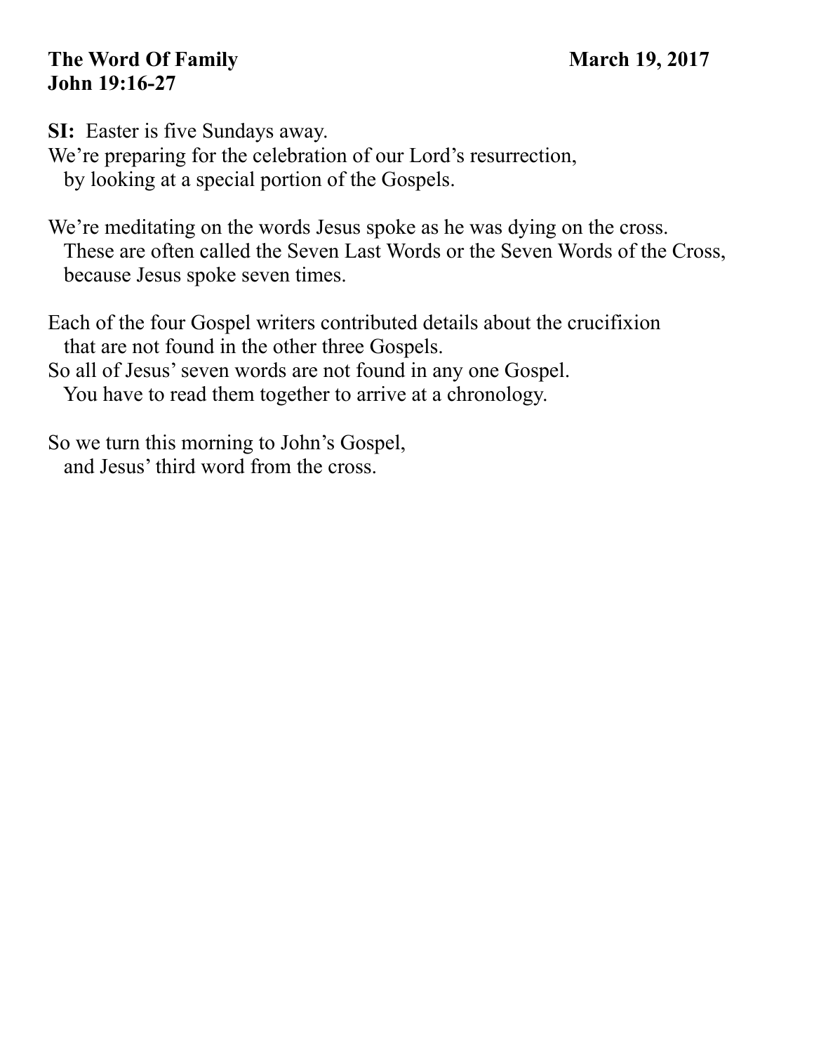**The Word Of Family** **March 19, 2017**
**John 19:16-27**

**SI:** Easter is five Sundays away.
We're preparing for the celebration of our Lord's resurrection,
by looking at a special portion of the Gospels.

We're meditating on the words Jesus spoke as he was dying on the cross.
These are often called the Seven Last Words or the Seven Words of the Cross,
because Jesus spoke seven times.

Each of the four Gospel writers contributed details about the crucifixion
that are not found in the other three Gospels.
So all of Jesus' seven words are not found in any one Gospel.
You have to read them together to arrive at a chronology.

So we turn this morning to John's Gospel,
and Jesus' third word from the cross.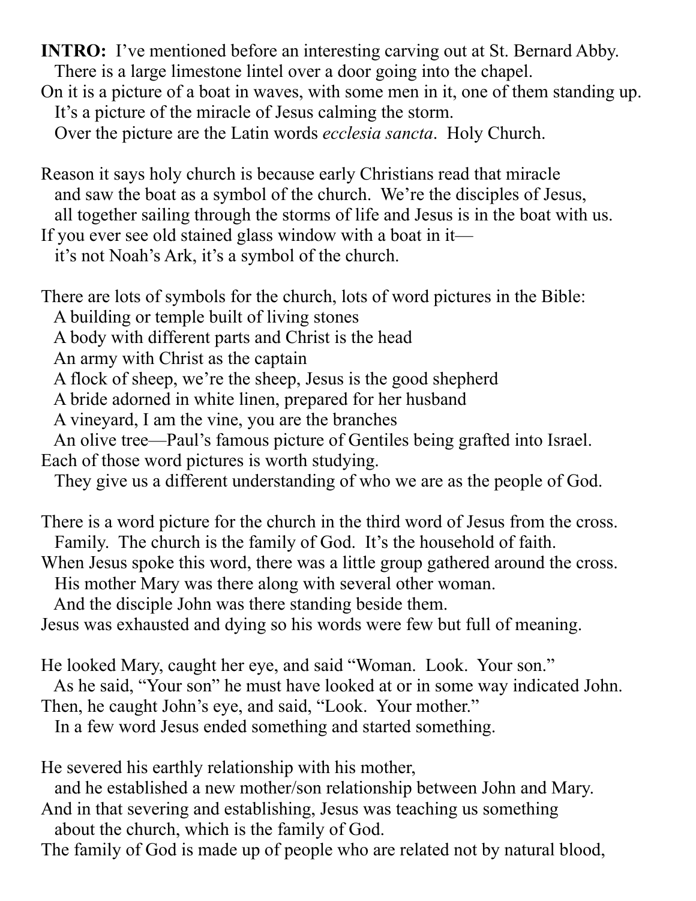**INTRO:** I've mentioned before an interesting carving out at St. Bernard Abby.
There is a large limestone lintel over a door going into the chapel.
On it is a picture of a boat in waves, with some men in it, one of them standing up.
It's a picture of the miracle of Jesus calming the storm.
Over the picture are the Latin words *ecclesia sancta*. Holy Church.

Reason it says holy church is because early Christians read that miracle
and saw the boat as a symbol of the church. We're the disciples of Jesus,
all together sailing through the storms of life and Jesus is in the boat with us.
If you ever see old stained glass window with a boat in it—
it's not Noah's Ark, it's a symbol of the church.

There are lots of symbols for the church, lots of word pictures in the Bible:
A building or temple built of living stones
A body with different parts and Christ is the head
An army with Christ as the captain
A flock of sheep, we're the sheep, Jesus is the good shepherd
A bride adorned in white linen, prepared for her husband
A vineyard, I am the vine, you are the branches
An olive tree—Paul's famous picture of Gentiles being grafted into Israel.
Each of those word pictures is worth studying.
They give us a different understanding of who we are as the people of God.

There is a word picture for the church in the third word of Jesus from the cross.
Family. The church is the family of God. It's the household of faith.
When Jesus spoke this word, there was a little group gathered around the cross.
His mother Mary was there along with several other woman.
And the disciple John was there standing beside them.
Jesus was exhausted and dying so his words were few but full of meaning.

He looked Mary, caught her eye, and said "Woman. Look. Your son."
As he said, "Your son" he must have looked at or in some way indicated John.
Then, he caught John's eye, and said, "Look. Your mother."
In a few word Jesus ended something and started something.

He severed his earthly relationship with his mother,
and he established a new mother/son relationship between John and Mary.
And in that severing and establishing, Jesus was teaching us something
about the church, which is the family of God.
The family of God is made up of people who are related not by natural blood,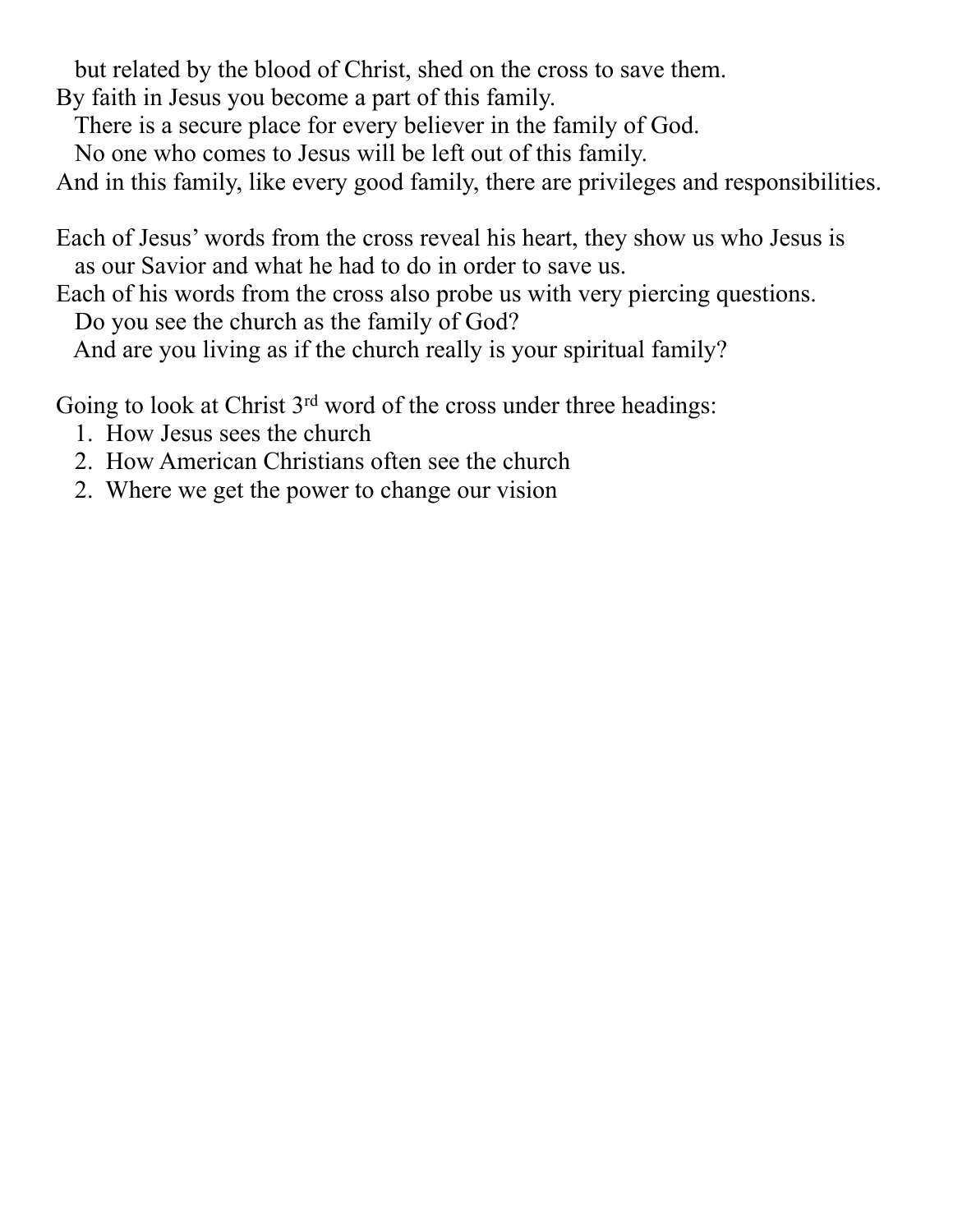but related by the blood of Christ, shed on the cross to save them.

By faith in Jesus you become a part of this family.

There is a secure place for every believer in the family of God.

No one who comes to Jesus will be left out of this family.

And in this family, like every good family, there are privileges and responsibilities.

Each of Jesus' words from the cross reveal his heart, they show us who Jesus is as our Savior and what he had to do in order to save us.

Each of his words from the cross also probe us with very piercing questions.

Do you see the church as the family of God?

And are you living as if the church really is your spiritual family?

Going to look at Christ 3rd word of the cross under three headings:

1. How Jesus sees the church
2. How American Christians often see the church
2. Where we get the power to change our vision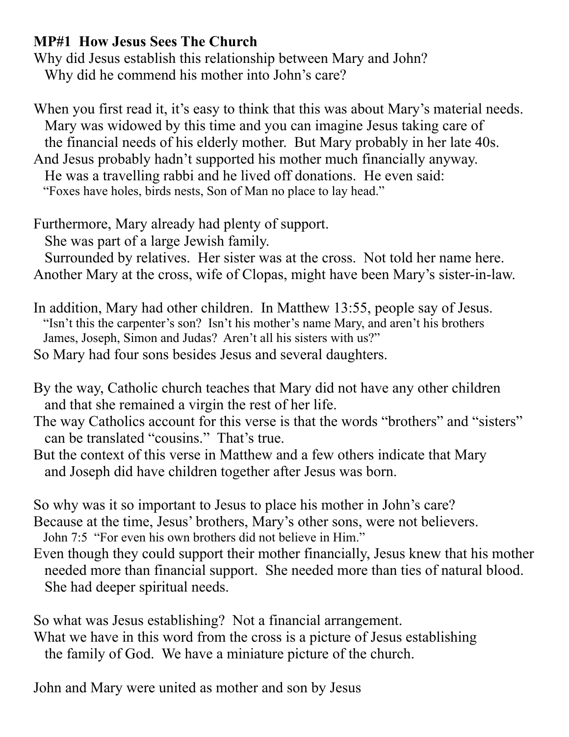**MP#1 How Jesus Sees The Church**

Why did Jesus establish this relationship between Mary and John?
Why did he commend his mother into John's care?

When you first read it, it's easy to think that this was about Mary's material needs.
Mary was widowed by this time and you can imagine Jesus taking care of the financial needs of his elderly mother. But Mary probably in her late 40s.
And Jesus probably hadn't supported his mother much financially anyway.
He was a travelling rabbi and he lived off donations. He even said:
"Foxes have holes, birds nests, Son of Man no place to lay head."

Furthermore, Mary already had plenty of support.
She was part of a large Jewish family.
Surrounded by relatives. Her sister was at the cross. Not told her name here.
Another Mary at the cross, wife of Clopas, might have been Mary's sister-in-law.

In addition, Mary had other children. In Matthew 13:55, people say of Jesus.
"Isn't this the carpenter's son? Isn't his mother's name Mary, and aren't his brothers James, Joseph, Simon and Judas? Aren't all his sisters with us?"
So Mary had four sons besides Jesus and several daughters.

By the way, Catholic church teaches that Mary did not have any other children and that she remained a virgin the rest of her life.
The way Catholics account for this verse is that the words "brothers" and "sisters" can be translated "cousins." That's true.
But the context of this verse in Matthew and a few others indicate that Mary and Joseph did have children together after Jesus was born.

So why was it so important to Jesus to place his mother in John's care?
Because at the time, Jesus' brothers, Mary's other sons, were not believers.
John 7:5 "For even his own brothers did not believe in Him."
Even though they could support their mother financially, Jesus knew that his mother needed more than financial support. She needed more than ties of natural blood.
She had deeper spiritual needs.

So what was Jesus establishing? Not a financial arrangement.
What we have in this word from the cross is a picture of Jesus establishing the family of God. We have a miniature picture of the church.

John and Mary were united as mother and son by Jesus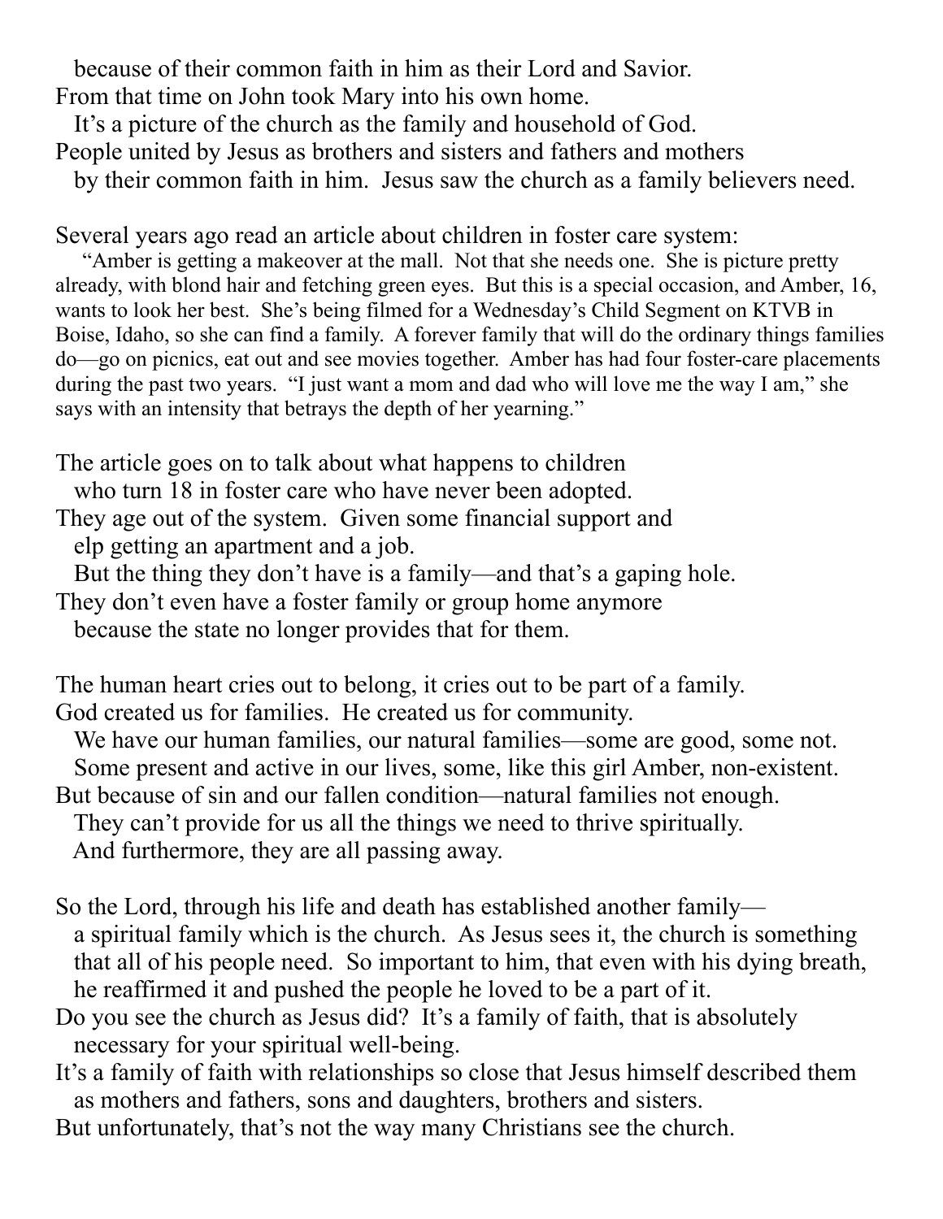because of their common faith in him as their Lord and Savior.
From that time on John took Mary into his own home.
It's a picture of the church as the family and household of God.
People united by Jesus as brothers and sisters and fathers and mothers
by their common faith in him. Jesus saw the church as a family believers need.

Several years ago read an article about children in foster care system:

"Amber is getting a makeover at the mall. Not that she needs one. She is picture pretty already, with blond hair and fetching green eyes. But this is a special occasion, and Amber, 16, wants to look her best. She's being filmed for a Wednesday's Child Segment on KTVB in Boise, Idaho, so she can find a family. A forever family that will do the ordinary things families do—go on picnics, eat out and see movies together. Amber has had four foster-care placements during the past two years. "I just want a mom and dad who will love me the way I am," she says with an intensity that betrays the depth of her yearning."

The article goes on to talk about what happens to children
who turn 18 in foster care who have never been adopted.
They age out of the system. Given some financial support and
elp getting an apartment and a job.
But the thing they don't have is a family—and that's a gaping hole.
They don't even have a foster family or group home anymore
because the state no longer provides that for them.

The human heart cries out to belong, it cries out to be part of a family.
God created us for families. He created us for community.
We have our human families, our natural families—some are good, some not.
Some present and active in our lives, some, like this girl Amber, non-existent.
But because of sin and our fallen condition—natural families not enough.
They can't provide for us all the things we need to thrive spiritually.
And furthermore, they are all passing away.

So the Lord, through his life and death has established another family—
a spiritual family which is the church. As Jesus sees it, the church is something
that all of his people need. So important to him, that even with his dying breath,
he reaffirmed it and pushed the people he loved to be a part of it.
Do you see the church as Jesus did? It's a family of faith, that is absolutely
necessary for your spiritual well-being.
It's a family of faith with relationships so close that Jesus himself described them
as mothers and fathers, sons and daughters, brothers and sisters.
But unfortunately, that's not the way many Christians see the church.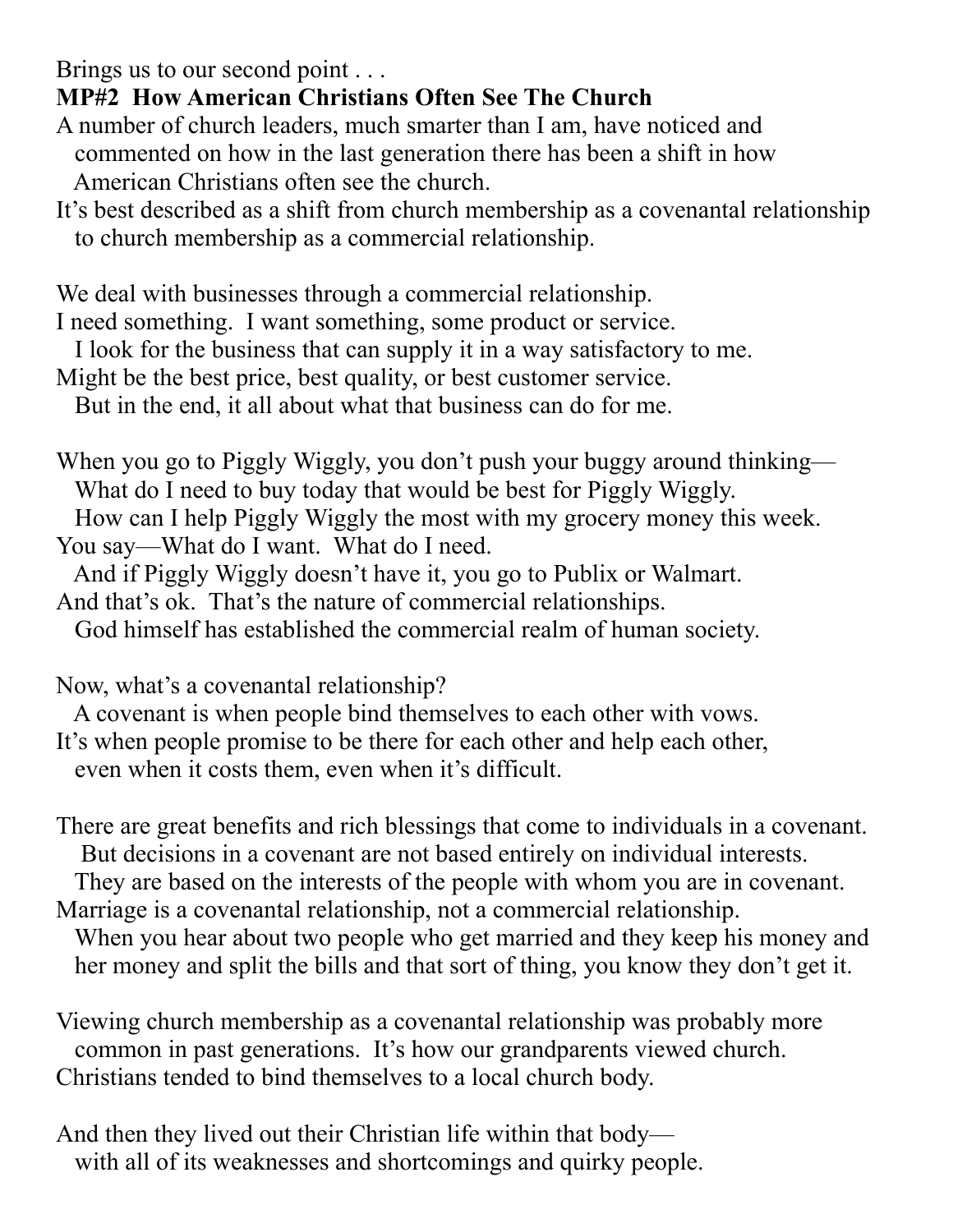Brings us to our second point . . .

**MP#2 How American Christians Often See The Church**

A number of church leaders, much smarter than I am, have noticed and commented on how in the last generation there has been a shift in how American Christians often see the church.

It's best described as a shift from church membership as a covenantal relationship to church membership as a commercial relationship.

We deal with businesses through a commercial relationship.
I need something. I want something, some product or service.
I look for the business that can supply it in a way satisfactory to me.
Might be the best price, best quality, or best customer service.
But in the end, it all about what that business can do for me.

When you go to Piggly Wiggly, you don't push your buggy around thinking—
What do I need to buy today that would be best for Piggly Wiggly.
How can I help Piggly Wiggly the most with my grocery money this week.
You say—What do I want. What do I need.
And if Piggly Wiggly doesn't have it, you go to Publix or Walmart.
And that's ok. That's the nature of commercial relationships.
God himself has established the commercial realm of human society.

Now, what's a covenantal relationship?
A covenant is when people bind themselves to each other with vows.
It's when people promise to be there for each other and help each other, even when it costs them, even when it's difficult.

There are great benefits and rich blessings that come to individuals in a covenant.
But decisions in a covenant are not based entirely on individual interests.
They are based on the interests of the people with whom you are in covenant.
Marriage is a covenantal relationship, not a commercial relationship.
When you hear about two people who get married and they keep his money and her money and split the bills and that sort of thing, you know they don't get it.

Viewing church membership as a covenantal relationship was probably more common in past generations. It's how our grandparents viewed church.
Christians tended to bind themselves to a local church body.

And then they lived out their Christian life within that body—
with all of its weaknesses and shortcomings and quirky people.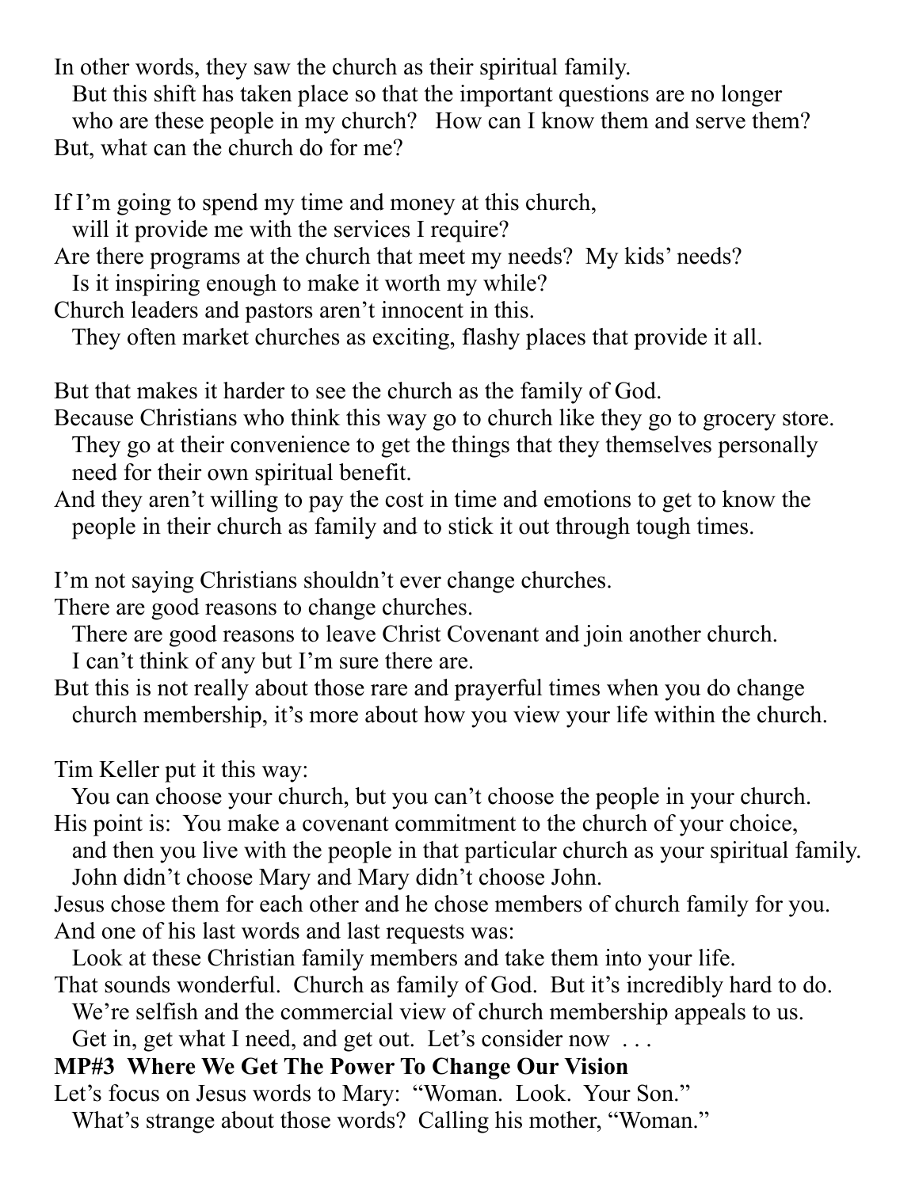In other words, they saw the church as their spiritual family.
But this shift has taken place so that the important questions are no longer who are these people in my church? How can I know them and serve them?
But, what can the church do for me?

If I'm going to spend my time and money at this church,
will it provide me with the services I require?
Are there programs at the church that meet my needs? My kids' needs?
Is it inspiring enough to make it worth my while?
Church leaders and pastors aren't innocent in this.
They often market churches as exciting, flashy places that provide it all.

But that makes it harder to see the church as the family of God.
Because Christians who think this way go to church like they go to grocery store.
They go at their convenience to get the things that they themselves personally need for their own spiritual benefit.
And they aren't willing to pay the cost in time and emotions to get to know the people in their church as family and to stick it out through tough times.

I'm not saying Christians shouldn't ever change churches.
There are good reasons to change churches.
There are good reasons to leave Christ Covenant and join another church.
I can't think of any but I'm sure there are.
But this is not really about those rare and prayerful times when you do change church membership, it's more about how you view your life within the church.

Tim Keller put it this way:
You can choose your church, but you can't choose the people in your church.
His point is: You make a covenant commitment to the church of your choice, and then you live with the people in that particular church as your spiritual family.
John didn't choose Mary and Mary didn't choose John.
Jesus chose them for each other and he chose members of church family for you.
And one of his last words and last requests was:
Look at these Christian family members and take them into your life.
That sounds wonderful. Church as family of God. But it's incredibly hard to do.
We're selfish and the commercial view of church membership appeals to us.
Get in, get what I need, and get out. Let's consider now . . .

**MP#3 Where We Get The Power To Change Our Vision**

Let's focus on Jesus words to Mary: "Woman. Look. Your Son."
What's strange about those words? Calling his mother, "Woman."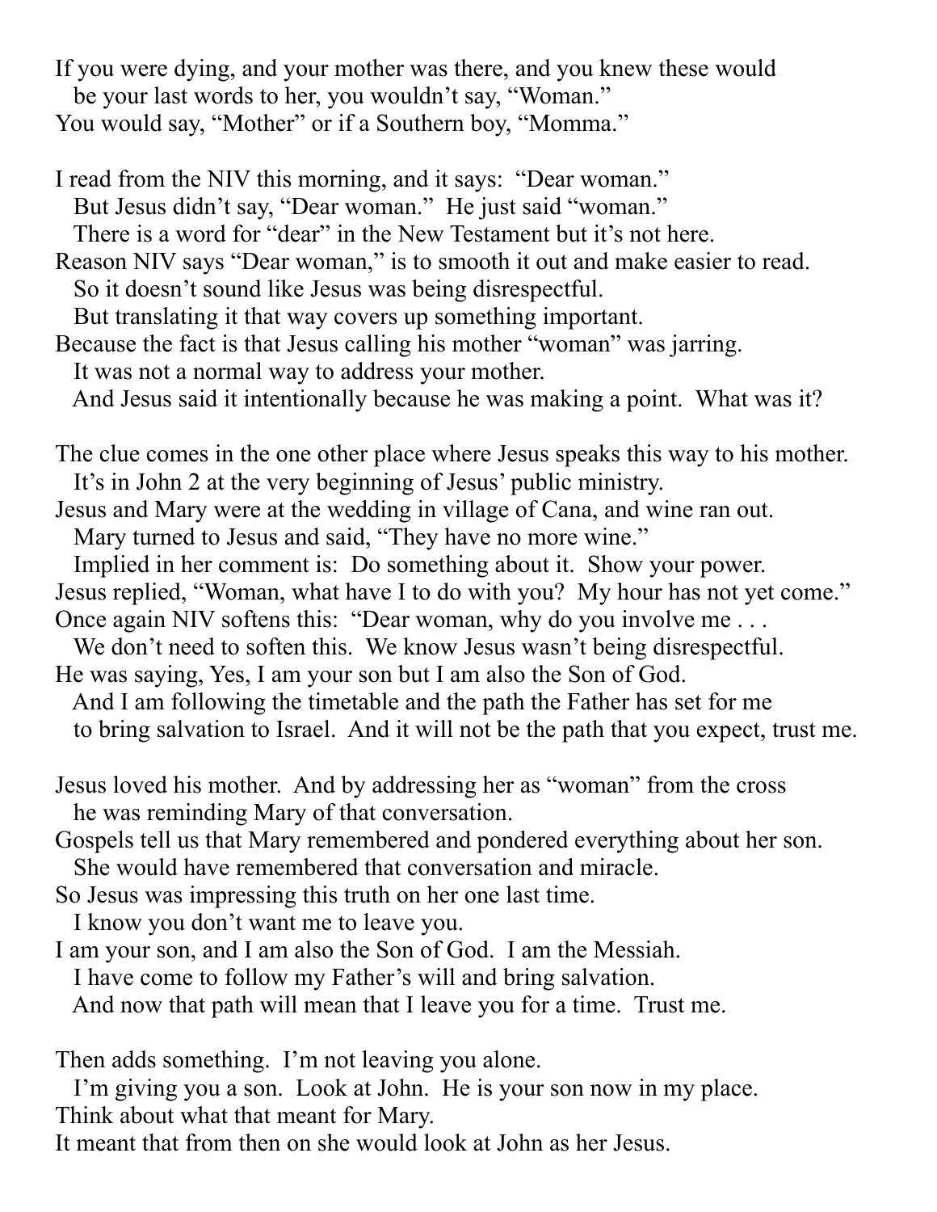If you were dying, and your mother was there, and you knew these would
be your last words to her, you wouldn't say, "Woman."
You would say, "Mother" or if a Southern boy, "Momma."

I read from the NIV this morning, and it says: "Dear woman."
But Jesus didn't say, "Dear woman." He just said "woman."
There is a word for "dear" in the New Testament but it's not here.
Reason NIV says "Dear woman," is to smooth it out and make easier to read.
So it doesn't sound like Jesus was being disrespectful.
But translating it that way covers up something important.
Because the fact is that Jesus calling his mother "woman" was jarring.
It was not a normal way to address your mother.
And Jesus said it intentionally because he was making a point. What was it?

The clue comes in the one other place where Jesus speaks this way to his mother.
It's in John 2 at the very beginning of Jesus' public ministry.
Jesus and Mary were at the wedding in village of Cana, and wine ran out.
Mary turned to Jesus and said, "They have no more wine."
Implied in her comment is: Do something about it. Show your power.
Jesus replied, "Woman, what have I to do with you? My hour has not yet come."
Once again NIV softens this: "Dear woman, why do you involve me . . .
We don't need to soften this. We know Jesus wasn't being disrespectful.
He was saying, Yes, I am your son but I am also the Son of God.
And I am following the timetable and the path the Father has set for me
to bring salvation to Israel. And it will not be the path that you expect, trust me.

Jesus loved his mother. And by addressing her as "woman" from the cross
he was reminding Mary of that conversation.
Gospels tell us that Mary remembered and pondered everything about her son.
She would have remembered that conversation and miracle.
So Jesus was impressing this truth on her one last time.
I know you don't want me to leave you.
I am your son, and I am also the Son of God. I am the Messiah.
I have come to follow my Father's will and bring salvation.
And now that path will mean that I leave you for a time. Trust me.

Then adds something. I'm not leaving you alone.
I'm giving you a son. Look at John. He is your son now in my place.
Think about what that meant for Mary.
It meant that from then on she would look at John as her Jesus.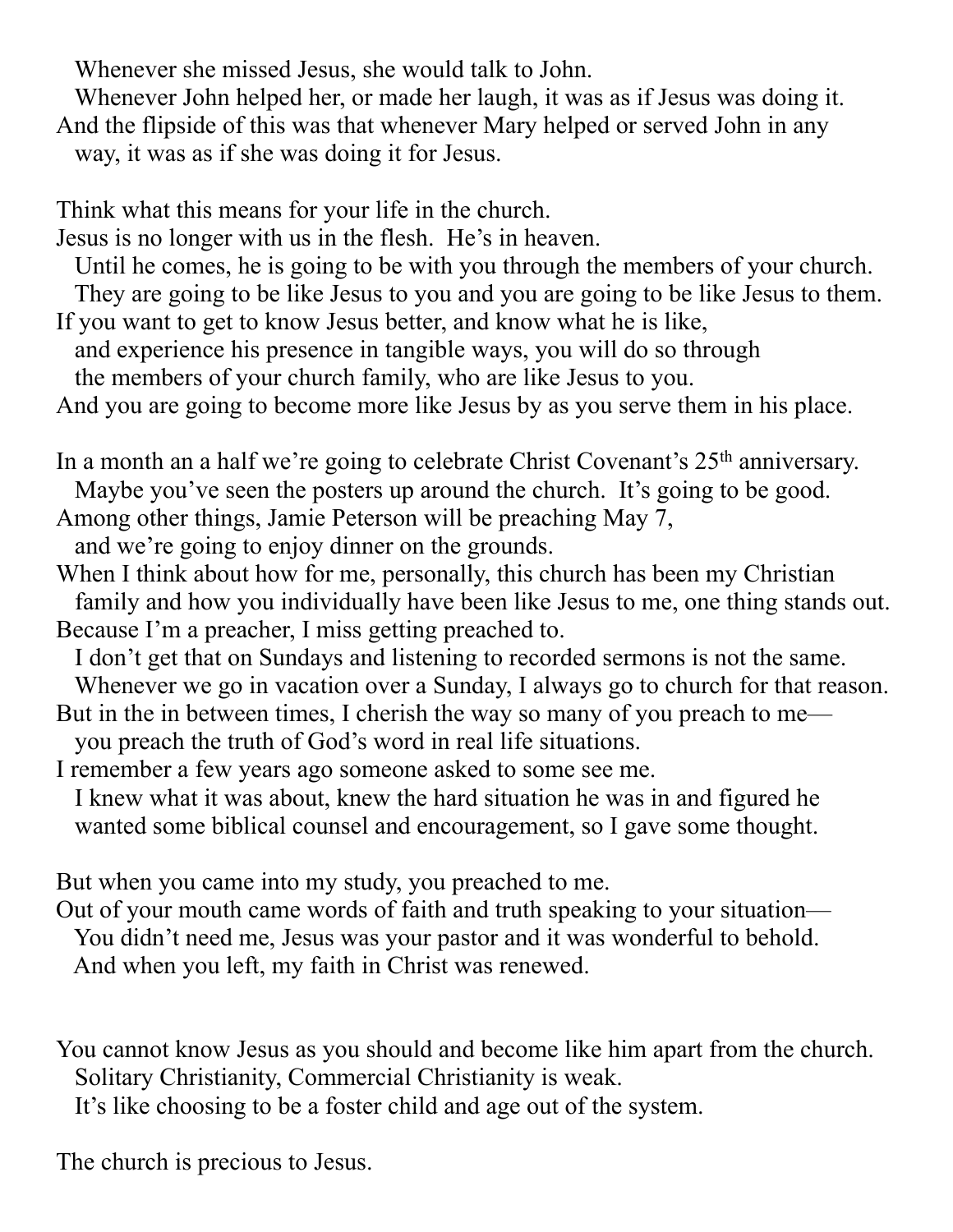Whenever she missed Jesus, she would talk to John.
Whenever John helped her, or made her laugh, it was as if Jesus was doing it.
And the flipside of this was that whenever Mary helped or served John in any way, it was as if she was doing it for Jesus.

Think what this means for your life in the church.
Jesus is no longer with us in the flesh. He's in heaven.
Until he comes, he is going to be with you through the members of your church.
They are going to be like Jesus to you and you are going to be like Jesus to them.
If you want to get to know Jesus better, and know what he is like, and experience his presence in tangible ways, you will do so through the members of your church family, who are like Jesus to you.
And you are going to become more like Jesus by as you serve them in his place.

In a month an a half we're going to celebrate Christ Covenant's 25th anniversary.
Maybe you've seen the posters up around the church. It's going to be good.
Among other things, Jamie Peterson will be preaching May 7, and we're going to enjoy dinner on the grounds.
When I think about how for me, personally, this church has been my Christian family and how you individually have been like Jesus to me, one thing stands out.
Because I'm a preacher, I miss getting preached to.
I don't get that on Sundays and listening to recorded sermons is not the same.
Whenever we go in vacation over a Sunday, I always go to church for that reason.
But in the in between times, I cherish the way so many of you preach to me—you preach the truth of God's word in real life situations.
I remember a few years ago someone asked to some see me.
I knew what it was about, knew the hard situation he was in and figured he wanted some biblical counsel and encouragement, so I gave some thought.

But when you came into my study, you preached to me.
Out of your mouth came words of faith and truth speaking to your situation—
You didn't need me, Jesus was your pastor and it was wonderful to behold.
And when you left, my faith in Christ was renewed.

You cannot know Jesus as you should and become like him apart from the church.
Solitary Christianity, Commercial Christianity is weak.
It's like choosing to be a foster child and age out of the system.

The church is precious to Jesus.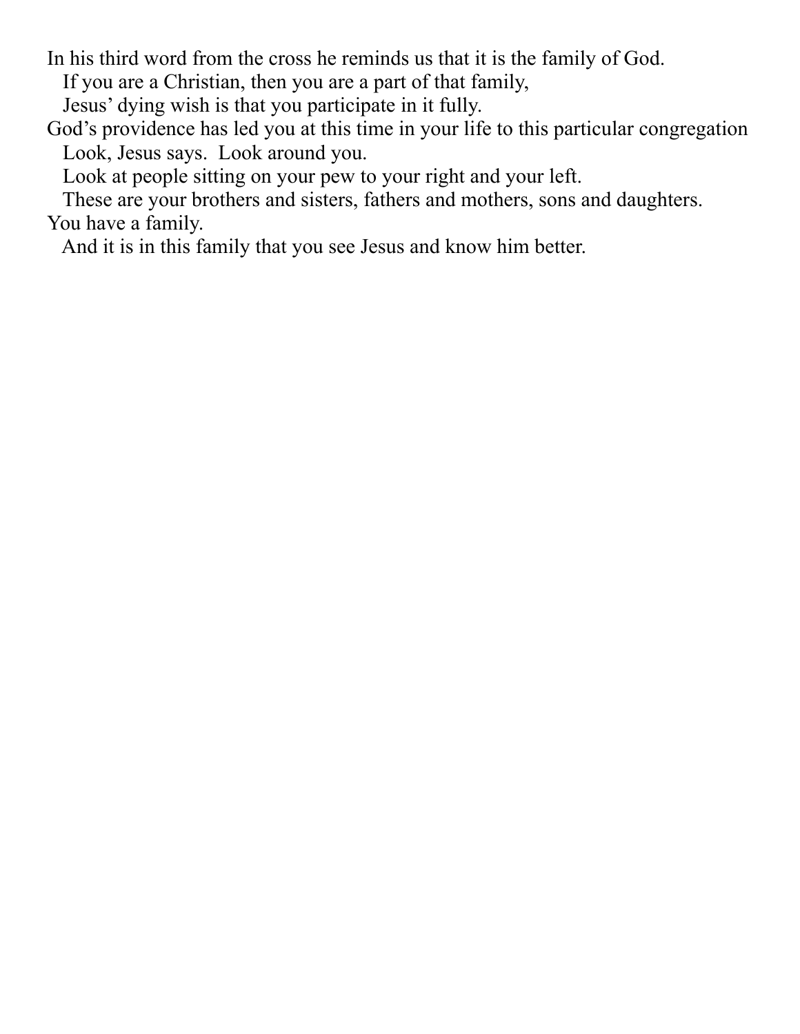In his third word from the cross he reminds us that it is the family of God.
If you are a Christian, then you are a part of that family,
Jesus' dying wish is that you participate in it fully.
God's providence has led you at this time in your life to this particular congregation
Look, Jesus says. Look around you.
Look at people sitting on your pew to your right and your left.
These are your brothers and sisters, fathers and mothers, sons and daughters.
You have a family.
And it is in this family that you see Jesus and know him better.